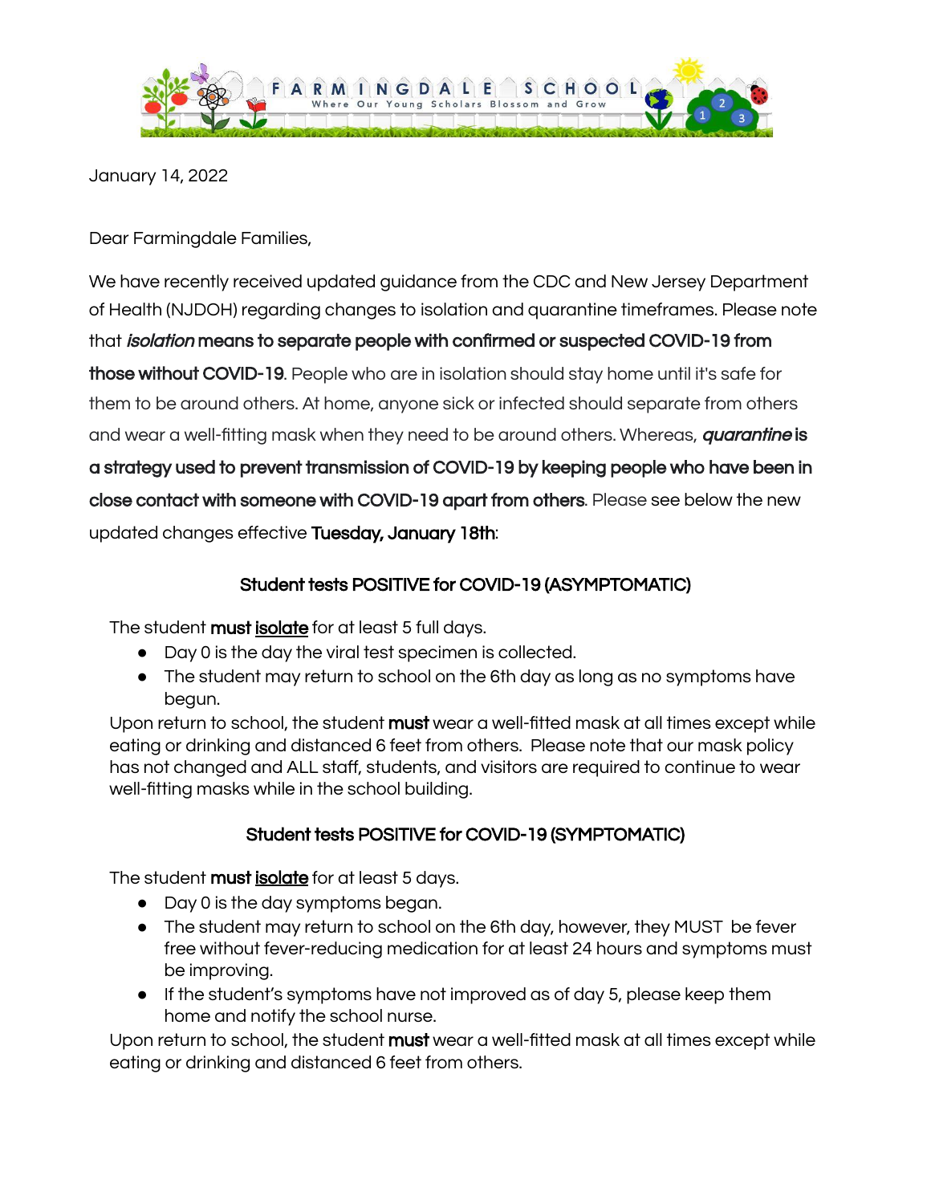FARMINGDALE SCHOOL

Where Our Young Scholars Blossom and Grow

January 14, 2022

Dear Farmingdale Families,

We have recently received updated guidance from the CDC and New Jersey Department of Health (NJDOH) regarding changes to isolation and quarantine timeframes. Please note that ***isolation* means to separate people with confirmed or suspected COVID-19 from those without COVID-19**. People who are in isolation should stay home until it's safe for them to be around others. At home, anyone sick or infected should separate from others and wear a well-fitting mask when they need to be around others. Whereas, ***quarantine* is a strategy used to prevent transmission of COVID-19 by keeping people who have been in close contact with someone with COVID-19 apart from others**. Please see below the new updated changes effective **Tuesday, January 18th**:

### Student tests POSITIVE for COVID-19 (ASYMPTOMATIC)

The student **must** <u>**isolate**</u> for at least 5 full days.

- Day 0 is the day the viral test specimen is collected.
- The student may return to school on the 6th day as long as no symptoms have begun.

Upon return to school, the student **must** wear a well-fitted mask at all times except while eating or drinking and distanced 6 feet from others. Please note that our mask policy has not changed and ALL staff, students, and visitors are required to continue to wear well-fitting masks while in the school building.

### Student tests POSITIVE for COVID-19 (SYMPTOMATIC)

The student **must** <u>**isolate**</u> for at least 5 days.

- Day 0 is the day symptoms began.
- The student may return to school on the 6th day, however, they MUST be fever free without fever-reducing medication for at least 24 hours and symptoms must be improving.
- If the student's symptoms have not improved as of day 5, please keep them home and notify the school nurse.

Upon return to school, the student **must** wear a well-fitted mask at all times except while eating or drinking and distanced 6 feet from others.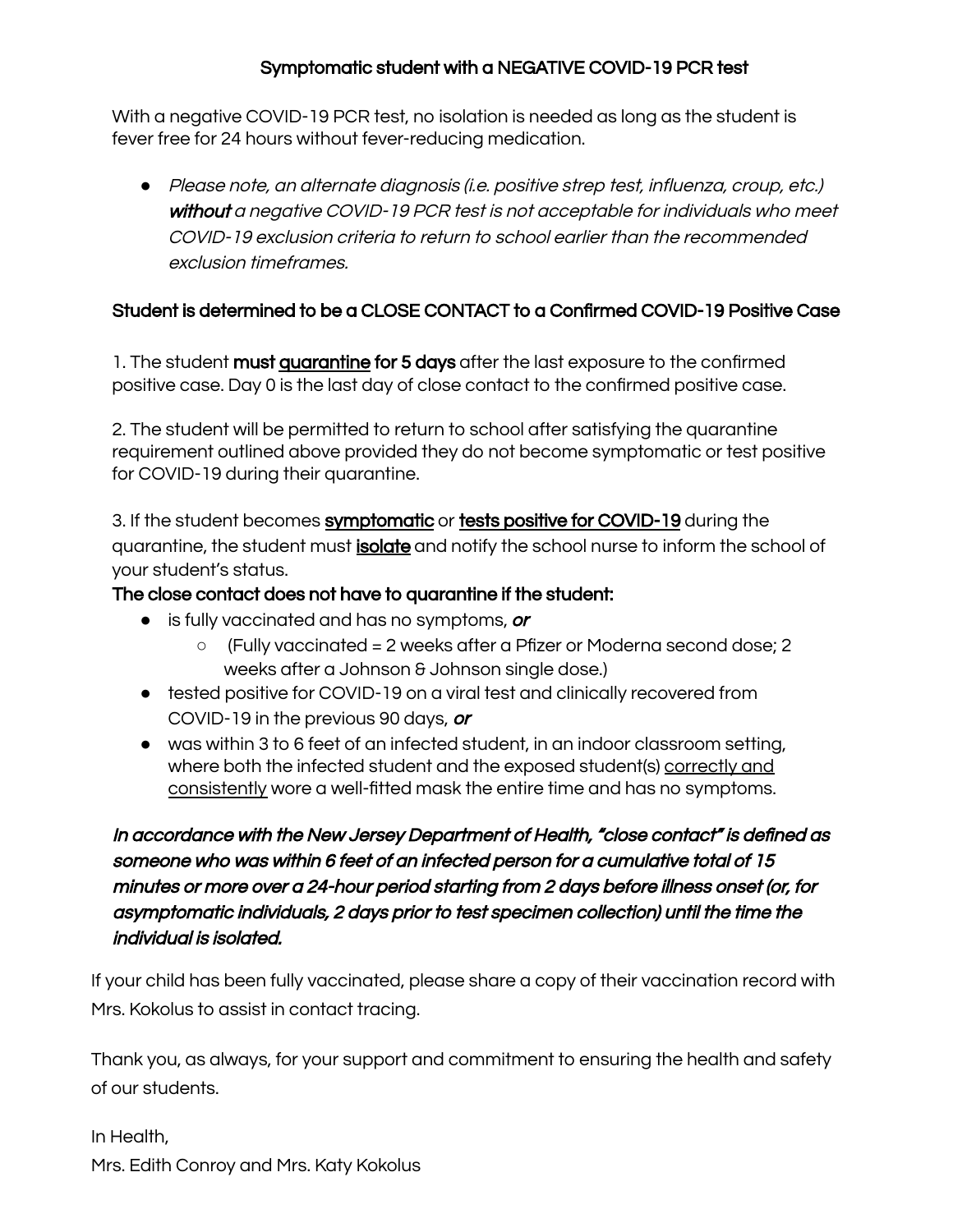## Symptomatic student with a NEGATIVE COVID-19 PCR test

With a negative COVID-19 PCR test, no isolation is needed as long as the student is fever free for 24 hours without fever-reducing medication.

- *Please note, an alternate diagnosis (i.e. positive strep test, influenza, croup, etc.)* ***without*** *a negative COVID-19 PCR test is not acceptable for individuals who meet COVID-19 exclusion criteria to return to school earlier than the recommended exclusion timeframes.*

## Student is determined to be a CLOSE CONTACT to a Confirmed COVID-19 Positive Case

1. The student **must quarantine for 5 days** after the last exposure to the confirmed positive case. Day 0 is the last day of close contact to the confirmed positive case.

2. The student will be permitted to return to school after satisfying the quarantine requirement outlined above provided they do not become symptomatic or test positive for COVID-19 during their quarantine.

3. If the student becomes **symptomatic** or **tests positive for COVID-19** during the quarantine, the student must **isolate** and notify the school nurse to inform the school of your student's status.

**The close contact does not have to quarantine if the student:**

- is fully vaccinated and has no symptoms, ***or***
    - (Fully vaccinated = 2 weeks after a Pfizer or Moderna second dose; 2 weeks after a Johnson & Johnson single dose.)
- tested positive for COVID-19 on a viral test and clinically recovered from COVID-19 in the previous 90 days, ***or***
- was within 3 to 6 feet of an infected student, in an indoor classroom setting, where both the infected student and the exposed student(s) correctly and consistently wore a well-fitted mask the entire time and has no symptoms.

***In accordance with the New Jersey Department of Health, "close contact" is defined as someone who was within 6 feet of an infected person for a cumulative total of 15 minutes or more over a 24-hour period starting from 2 days before illness onset (or, for asymptomatic individuals, 2 days prior to test specimen collection) until the time the individual is isolated.***

If your child has been fully vaccinated, please share a copy of their vaccination record with Mrs. Kokolus to assist in contact tracing.

Thank you, as always, for your support and commitment to ensuring the health and safety of our students.

In Health,
Mrs. Edith Conroy and Mrs. Katy Kokolus